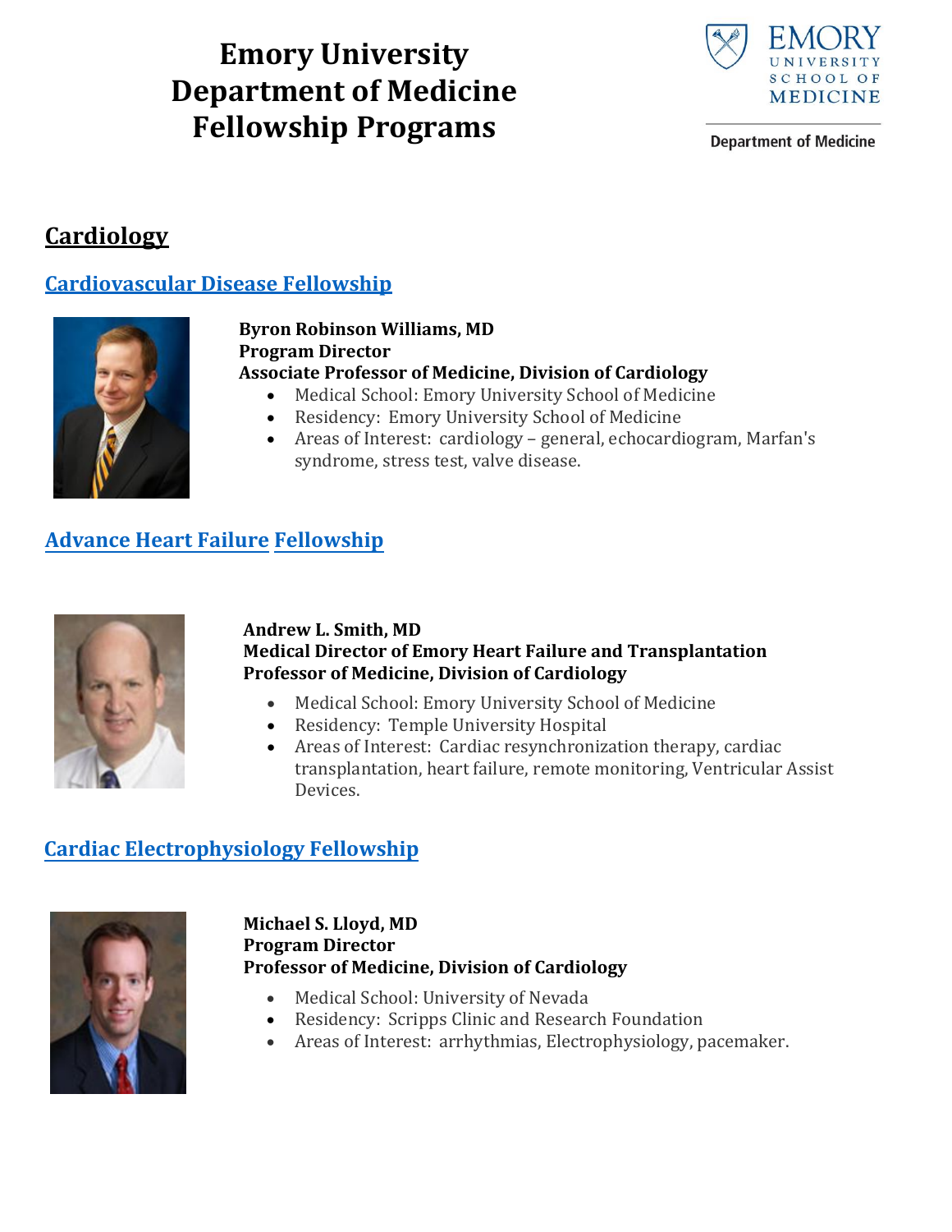# Emory University Department of Medicine Fellowship Programs

Emory University School of Medicine

Department of Medicine

## Cardiology

### Cardiovascular Disease Fellowship

**Byron Robinson Williams, MD**
**Program Director**
**Associate Professor of Medicine, Division of Cardiology**

- Medical School: Emory University School of Medicine
- Residency: Emory University School of Medicine
- Areas of Interest: cardiology – general, echocardiogram, Marfan's syndrome, stress test, valve disease.

### Advance Heart Failure Fellowship

**Andrew L. Smith, MD**
**Medical Director of Emory Heart Failure and Transplantation**
**Professor of Medicine, Division of Cardiology**

- Medical School: Emory University School of Medicine
- Residency: Temple University Hospital
- Areas of Interest: Cardiac resynchronization therapy, cardiac transplantation, heart failure, remote monitoring, Ventricular Assist Devices.

### Cardiac Electrophysiology Fellowship

**Michael S. Lloyd, MD**
**Program Director**
**Professor of Medicine, Division of Cardiology**

- Medical School: University of Nevada
- Residency: Scripps Clinic and Research Foundation
- Areas of Interest: arrhythmias, Electrophysiology, pacemaker.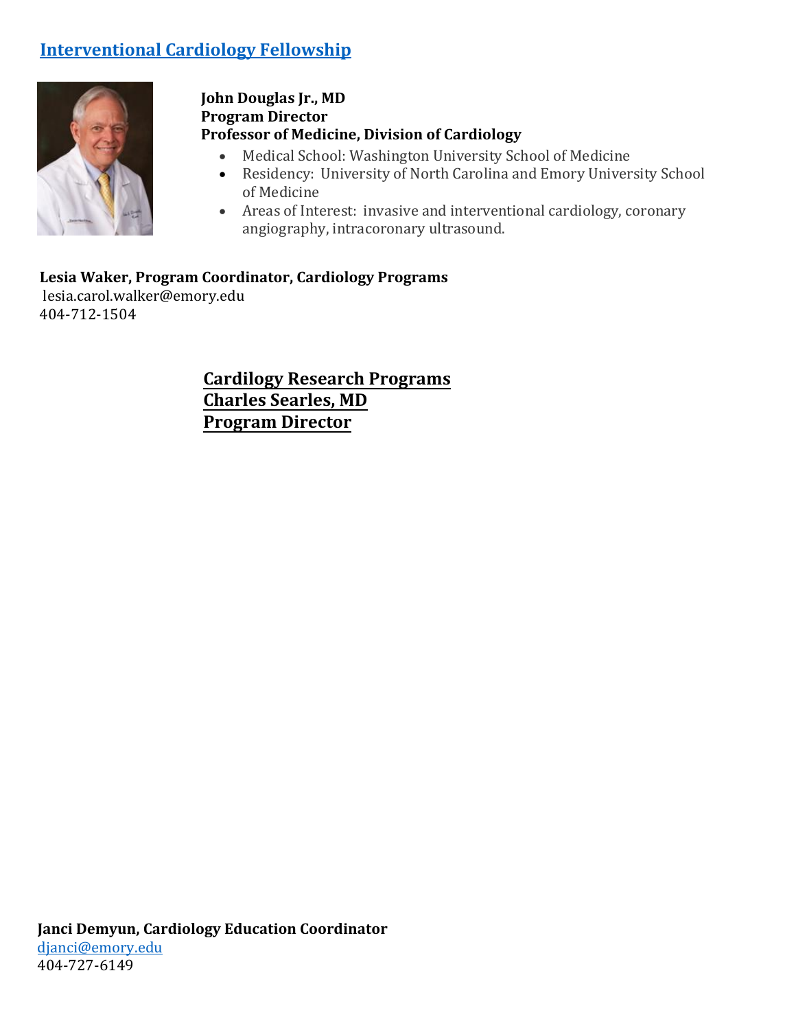## [Interventional Cardiology Fellowship]

**John Douglas Jr., MD**
**Program Director**
**Professor of Medicine, Division of Cardiology**

- Medical School: Washington University School of Medicine
- Residency: University of North Carolina and Emory University School of Medicine
- Areas of Interest: invasive and interventional cardiology, coronary angiography, intracoronary ultrasound.

**Lesia Waker, Program Coordinator, Cardiology Programs**
lesia.carol.walker@emory.edu
404-712-1504

**Cardilogy Research Programs**
**Charles Searles, MD**
**Program Director**

**Janci Demyun, Cardiology Education Coordinator**
djanci@emory.edu
404-727-6149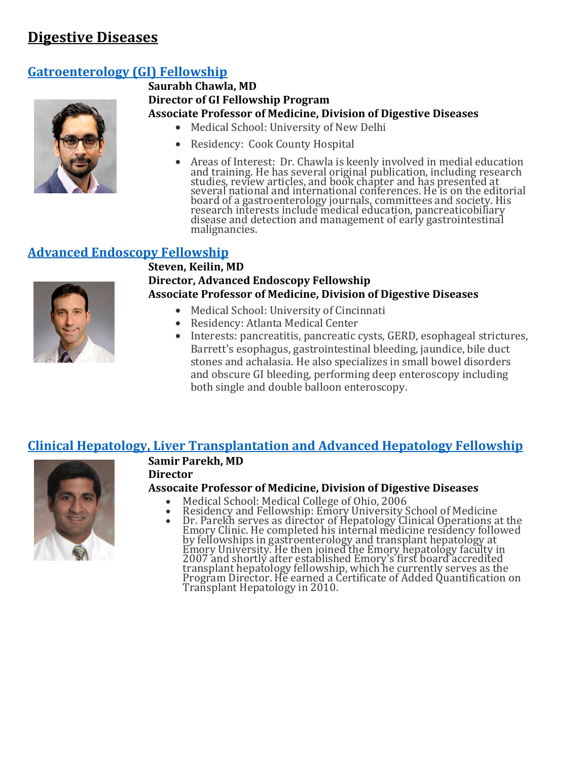# Digestive Diseases

## Gatroenterology (GI) Fellowship

**Saurabh Chawla, MD**
**Director of GI Fellowship Program**
**Associate Professor of Medicine, Division of Digestive Diseases**

- Medical School: University of New Delhi
- Residency: Cook County Hospital
- Areas of Interest: Dr. Chawla is keenly involved in medial education and training. He has several original publication, including research studies, review articles, and book chapter and has presented at several national and international conferences. He is on the editorial board of a gastroenterology journals, committees and society. His research interests include medical education, pancreaticobiliary disease and detection and management of early gastrointestinal malignancies.

## Advanced Endoscopy Fellowship

**Steven, Keilin, MD**
**Director, Advanced Endoscopy Fellowship**
**Associate Professor of Medicine, Division of Digestive Diseases**

- Medical School: University of Cincinnati
- Residency: Atlanta Medical Center
- Interests: pancreatitis, pancreatic cysts, GERD, esophageal strictures, Barrett's esophagus, gastrointestinal bleeding, jaundice, bile duct stones and achalasia. He also specializes in small bowel disorders and obscure GI bleeding, performing deep enteroscopy including both single and double balloon enteroscopy.

## Clinical Hepatology, Liver Transplantation and Advanced Hepatology Fellowship

**Samir Parekh, MD**
**Director**
**Assocaite Professor of Medicine, Division of Digestive Diseases**

- Medical School: Medical College of Ohio, 2006
- Residency and Fellowship: Emory University School of Medicine
- Dr. Parekh serves as director of Hepatology Clinical Operations at the Emory Clinic. He completed his internal medicine residency followed by fellowships in gastroenterology and transplant hepatology at Emory University. He then joined the Emory hepatology faculty in 2007 and shortly after established Emory's first board accredited transplant hepatology fellowship, which he currently serves as the Program Director. He earned a Certificate of Added Quantification on Transplant Hepatology in 2010.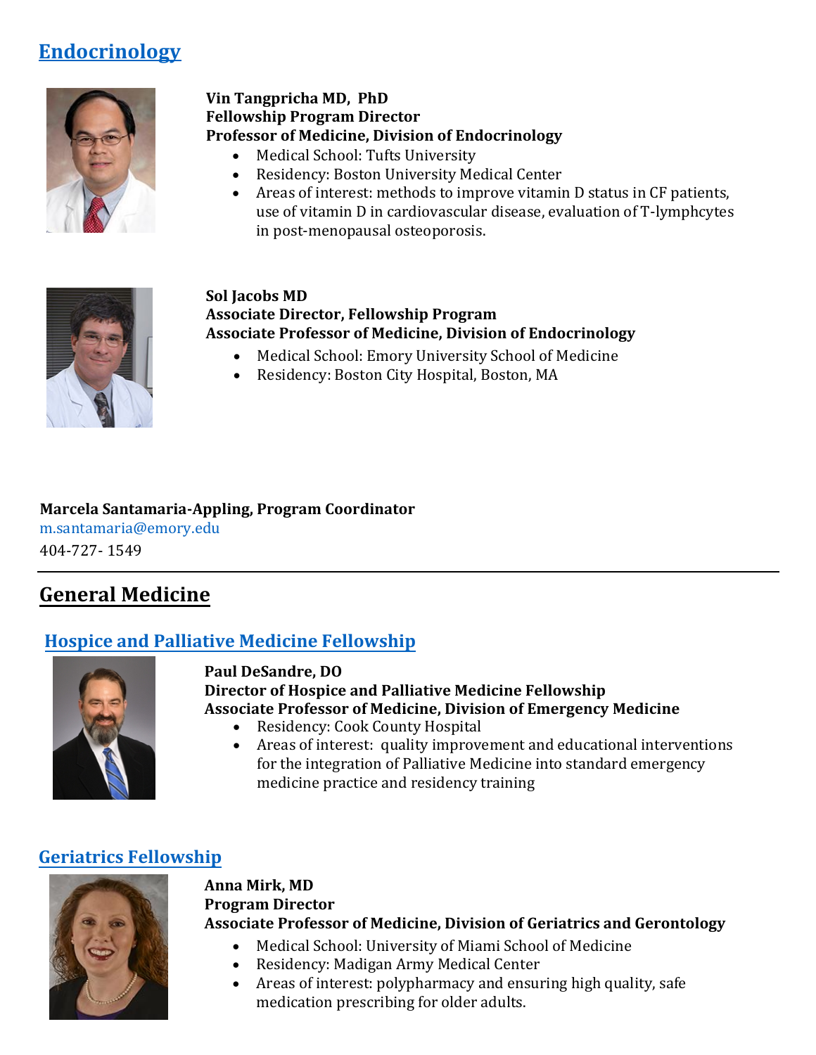## Endocrinology

**Vin Tangpricha MD, PhD**
**Fellowship Program Director**
**Professor of Medicine, Division of Endocrinology**

- Medical School: Tufts University
- Residency: Boston University Medical Center
- Areas of interest: methods to improve vitamin D status in CF patients, use of vitamin D in cardiovascular disease, evaluation of T-lymphcytes in post-menopausal osteoporosis.

**Sol Jacobs MD**
**Associate Director, Fellowship Program**
**Associate Professor of Medicine, Division of Endocrinology**

- Medical School: Emory University School of Medicine
- Residency: Boston City Hospital, Boston, MA

**Marcela Santamaria-Appling, Program Coordinator**
m.santamaria@emory.edu
404-727- 1549

## General Medicine

### Hospice and Palliative Medicine Fellowship

**Paul DeSandre, DO**
**Director of Hospice and Palliative Medicine Fellowship**
**Associate Professor of Medicine, Division of Emergency Medicine**

- Residency: Cook County Hospital
- Areas of interest: quality improvement and educational interventions for the integration of Palliative Medicine into standard emergency medicine practice and residency training

### Geriatrics Fellowship

**Anna Mirk, MD**
**Program Director**
**Associate Professor of Medicine, Division of Geriatrics and Gerontology**

- Medical School: University of Miami School of Medicine
- Residency: Madigan Army Medical Center
- Areas of interest: polypharmacy and ensuring high quality, safe medication prescribing for older adults.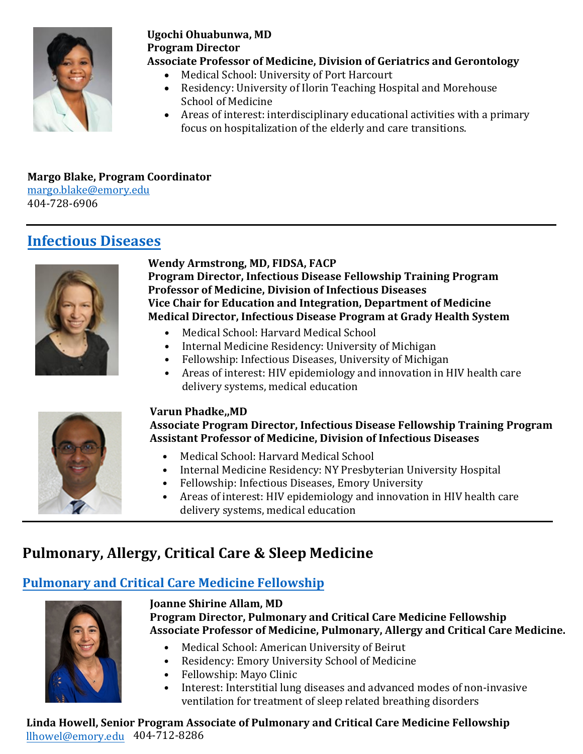**Ugochi Ohuabunwa, MD**
**Program Director**
**Associate Professor of Medicine, Division of Geriatrics and Gerontology**

- Medical School: University of Port Harcourt
- Residency: University of Ilorin Teaching Hospital and Morehouse School of Medicine
- Areas of interest: interdisciplinary educational activities with a primary focus on hospitalization of the elderly and care transitions.

**Margo Blake, Program Coordinator**
margo.blake@emory.edu
404-728-6906

---

## Infectious Diseases

**Wendy Armstrong, MD, FIDSA, FACP**
**Program Director, Infectious Disease Fellowship Training Program**
**Professor of Medicine, Division of Infectious Diseases**
**Vice Chair for Education and Integration, Department of Medicine**
**Medical Director, Infectious Disease Program at Grady Health System**

- Medical School: Harvard Medical School
- Internal Medicine Residency: University of Michigan
- Fellowship: Infectious Diseases, University of Michigan
- Areas of interest: HIV epidemiology and innovation in HIV health care delivery systems, medical education

**Varun Phadke,,MD**
**Associate Program Director, Infectious Disease Fellowship Training Program**
**Assistant Professor of Medicine, Division of Infectious Diseases**

- Medical School: Harvard Medical School
- Internal Medicine Residency: NY Presbyterian University Hospital
- Fellowship: Infectious Diseases, Emory University
- Areas of interest: HIV epidemiology and innovation in HIV health care delivery systems, medical education

---

# Pulmonary, Allergy, Critical Care & Sleep Medicine

## Pulmonary and Critical Care Medicine Fellowship

**Joanne Shirine Allam, MD**
**Program Director, Pulmonary and Critical Care Medicine Fellowship**
**Associate Professor of Medicine, Pulmonary, Allergy and Critical Care Medicine.**

- Medical School: American University of Beirut
- Residency: Emory University School of Medicine
- Fellowship: Mayo Clinic
- Interest: Interstitial lung diseases and advanced modes of non-invasive ventilation for treatment of sleep related breathing disorders

**Linda Howell, Senior Program Associate of Pulmonary and Critical Care Medicine Fellowship**
llhowel@emory.edu 404-712-8286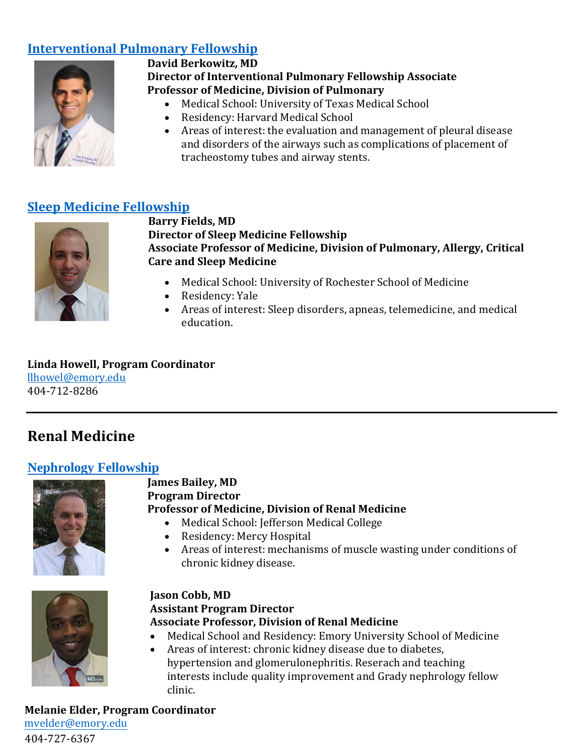## Interventional Pulmonary Fellowship

**David Berkowitz, MD**
**Director of Interventional Pulmonary Fellowship Associate Professor of Medicine, Division of Pulmonary**

- Medical School: University of Texas Medical School
- Residency: Harvard Medical School
- Areas of interest: the evaluation and management of pleural disease and disorders of the airways such as complications of placement of tracheostomy tubes and airway stents.

## Sleep Medicine Fellowship

**Barry Fields, MD**
**Director of Sleep Medicine Fellowship**
**Associate Professor of Medicine, Division of Pulmonary, Allergy, Critical Care and Sleep Medicine**

- Medical School: University of Rochester School of Medicine
- Residency: Yale
- Areas of interest: Sleep disorders, apneas, telemedicine, and medical education.

**Linda Howell, Program Coordinator**
llhowel@emory.edu
404-712-8286

---

# Renal Medicine

## Nephrology Fellowship

**James Bailey, MD**
**Program Director**
**Professor of Medicine, Division of Renal Medicine**

- Medical School: Jefferson Medical College
- Residency: Mercy Hospital
- Areas of interest: mechanisms of muscle wasting under conditions of chronic kidney disease.

**Jason Cobb, MD**
**Assistant Program Director**
**Associate Professor, Division of Renal Medicine**

- Medical School and Residency: Emory University School of Medicine
- Areas of interest: chronic kidney disease due to diabetes, hypertension and glomerulonephritis. Reserach and teaching interests include quality improvement and Grady nephrology fellow clinic.

**Melanie Elder, Program Coordinator**
mvelder@emory.edu
404-727-6367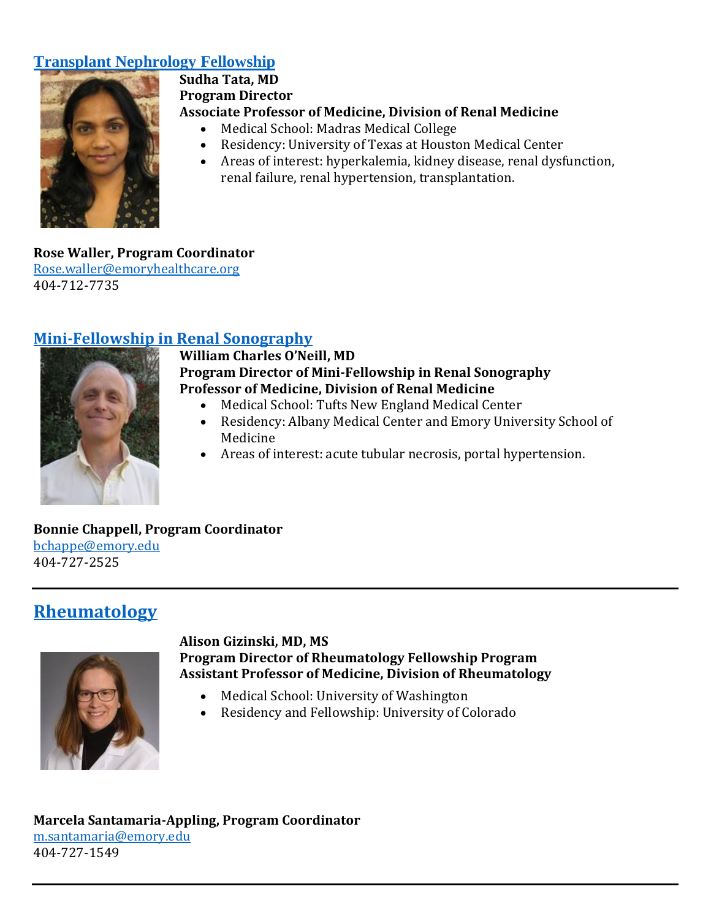## [Transplant Nephrology Fellowship]

**Sudha Tata, MD**
**Program Director**
**Associate Professor of Medicine, Division of Renal Medicine**

- Medical School: Madras Medical College
- Residency: University of Texas at Houston Medical Center
- Areas of interest: hyperkalemia, kidney disease, renal dysfunction, renal failure, renal hypertension, transplantation.

**Rose Waller, Program Coordinator**
Rose.waller@emoryhealthcare.org
404-712-7735

## Mini-Fellowship in Renal Sonography

**William Charles O'Neill, MD**
**Program Director of Mini-Fellowship in Renal Sonography**
**Professor of Medicine, Division of Renal Medicine**

- Medical School: Tufts New England Medical Center
- Residency: Albany Medical Center and Emory University School of Medicine
- Areas of interest: acute tubular necrosis, portal hypertension.

**Bonnie Chappell, Program Coordinator**
bchappe@emory.edu
404-727-2525

---

## Rheumatology

**Alison Gizinski, MD, MS**
**Program Director of Rheumatology Fellowship Program**
**Assistant Professor of Medicine, Division of Rheumatology**

- Medical School: University of Washington
- Residency and Fellowship: University of Colorado

**Marcela Santamaria-Appling, Program Coordinator**
m.santamaria@emory.edu
404-727-1549

---